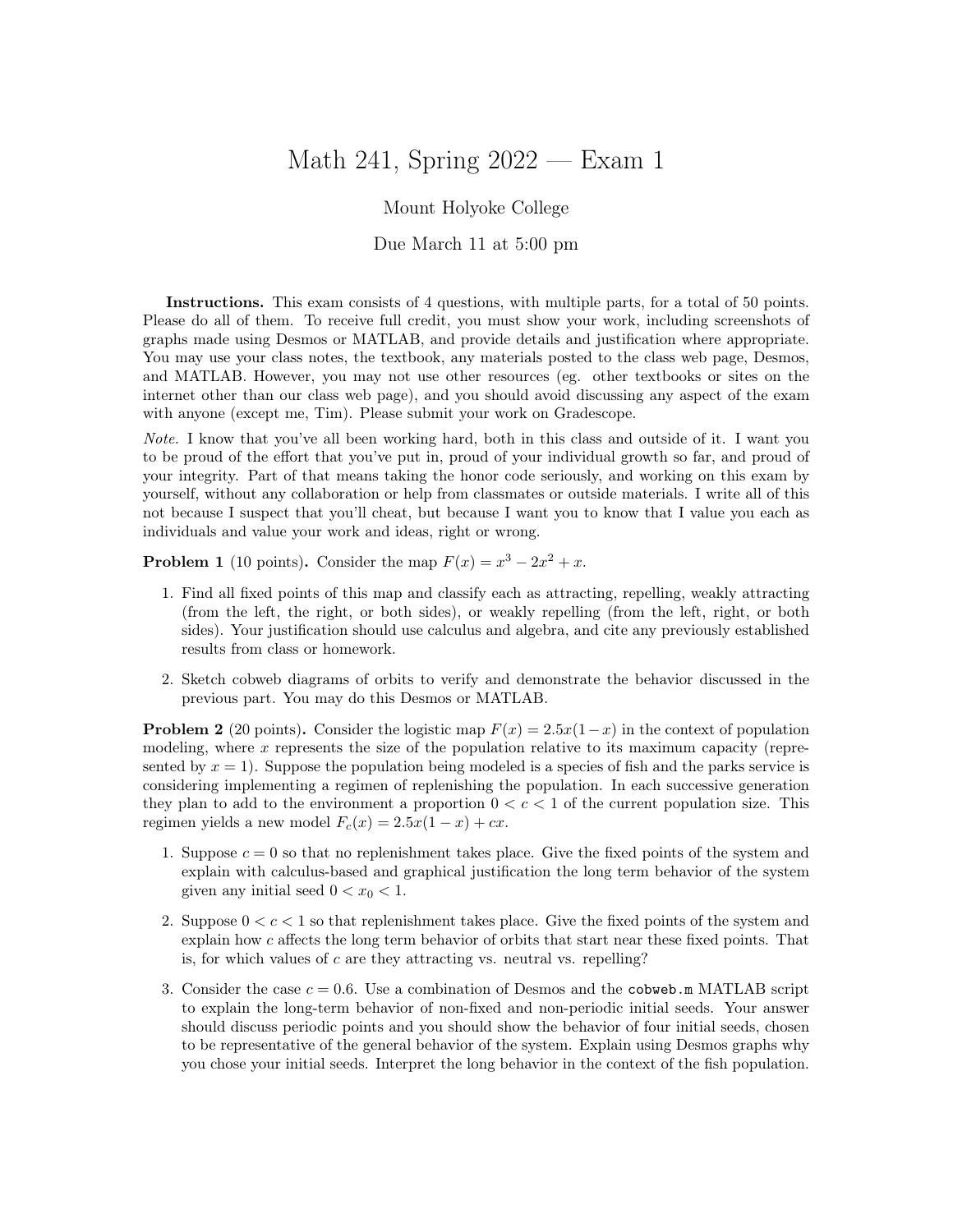# Math 241, Spring 2022 — Exam 1

Mount Holyoke College

Due March 11 at 5:00 pm

**Instructions.** This exam consists of 4 questions, with multiple parts, for a total of 50 points. Please do all of them. To receive full credit, you must show your work, including screenshots of graphs made using Desmos or MATLAB, and provide details and justification where appropriate. You may use your class notes, the textbook, any materials posted to the class web page, Desmos, and MATLAB. However, you may not use other resources (eg. other textbooks or sites on the internet other than our class web page), and you should avoid discussing any aspect of the exam with anyone (except me, Tim). Please submit your work on Gradescope.

*Note.* I know that you've all been working hard, both in this class and outside of it. I want you to be proud of the effort that you've put in, proud of your individual growth so far, and proud of your integrity. Part of that means taking the honor code seriously, and working on this exam by yourself, without any collaboration or help from classmates or outside materials. I write all of this not because I suspect that you'll cheat, but because I want you to know that I value you each as individuals and value your work and ideas, right or wrong.

**Problem 1** (10 points)**.** Consider the map $F(x) = x^3 - 2x^2 + x$.

1. Find all fixed points of this map and classify each as attracting, repelling, weakly attracting (from the left, the right, or both sides), or weakly repelling (from the left, right, or both sides). Your justification should use calculus and algebra, and cite any previously established results from class or homework.

2. Sketch cobweb diagrams of orbits to verify and demonstrate the behavior discussed in the previous part. You may do this Desmos or MATLAB.

**Problem 2** (20 points)**.** Consider the logistic map $F(x) = 2.5x(1-x)$ in the context of population modeling, where $x$ represents the size of the population relative to its maximum capacity (represented by $x = 1$). Suppose the population being modeled is a species of fish and the parks service is considering implementing a regimen of replenishing the population. In each successive generation they plan to add to the environment a proportion $0 < c < 1$ of the current population size. This regimen yields a new model $F_c(x) = 2.5x(1-x) + cx$.

1. Suppose $c = 0$ so that no replenishment takes place. Give the fixed points of the system and explain with calculus-based and graphical justification the long term behavior of the system given any initial seed $0 < x_0 < 1$.

2. Suppose $0 < c < 1$ so that replenishment takes place. Give the fixed points of the system and explain how $c$ affects the long term behavior of orbits that start near these fixed points. That is, for which values of $c$ are they attracting vs. neutral vs. repelling?

3. Consider the case $c = 0.6$. Use a combination of Desmos and the `cobweb.m` MATLAB script to explain the long-term behavior of non-fixed and non-periodic initial seeds. Your answer should discuss periodic points and you should show the behavior of four initial seeds, chosen to be representative of the general behavior of the system. Explain using Desmos graphs why you chose your initial seeds. Interpret the long behavior in the context of the fish population.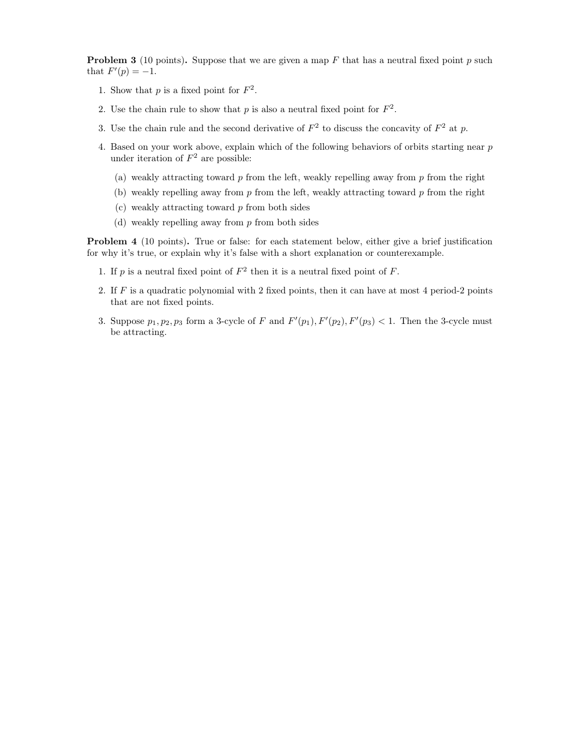**Problem 3** (10 points)**.** Suppose that we are given a map $F$ that has a neutral fixed point $p$ such that $F'(p) = -1$.

1. Show that $p$ is a fixed point for $F^2$.
2. Use the chain rule to show that $p$ is also a neutral fixed point for $F^2$.
3. Use the chain rule and the second derivative of $F^2$ to discuss the concavity of $F^2$ at $p$.
4. Based on your work above, explain which of the following behaviors of orbits starting near $p$ under iteration of $F^2$ are possible:
   (a) weakly attracting toward $p$ from the left, weakly repelling away from $p$ from the right
   (b) weakly repelling away from $p$ from the left, weakly attracting toward $p$ from the right
   (c) weakly attracting toward $p$ from both sides
   (d) weakly repelling away from $p$ from both sides

**Problem 4** (10 points)**.** True or false: for each statement below, either give a brief justification for why it's true, or explain why it's false with a short explanation or counterexample.

1. If $p$ is a neutral fixed point of $F^2$ then it is a neutral fixed point of $F$.
2. If $F$ is a quadratic polynomial with 2 fixed points, then it can have at most 4 period-2 points that are not fixed points.
3. Suppose $p_1, p_2, p_3$ form a 3-cycle of $F$ and $F'(p_1), F'(p_2), F'(p_3) < 1$. Then the 3-cycle must be attracting.